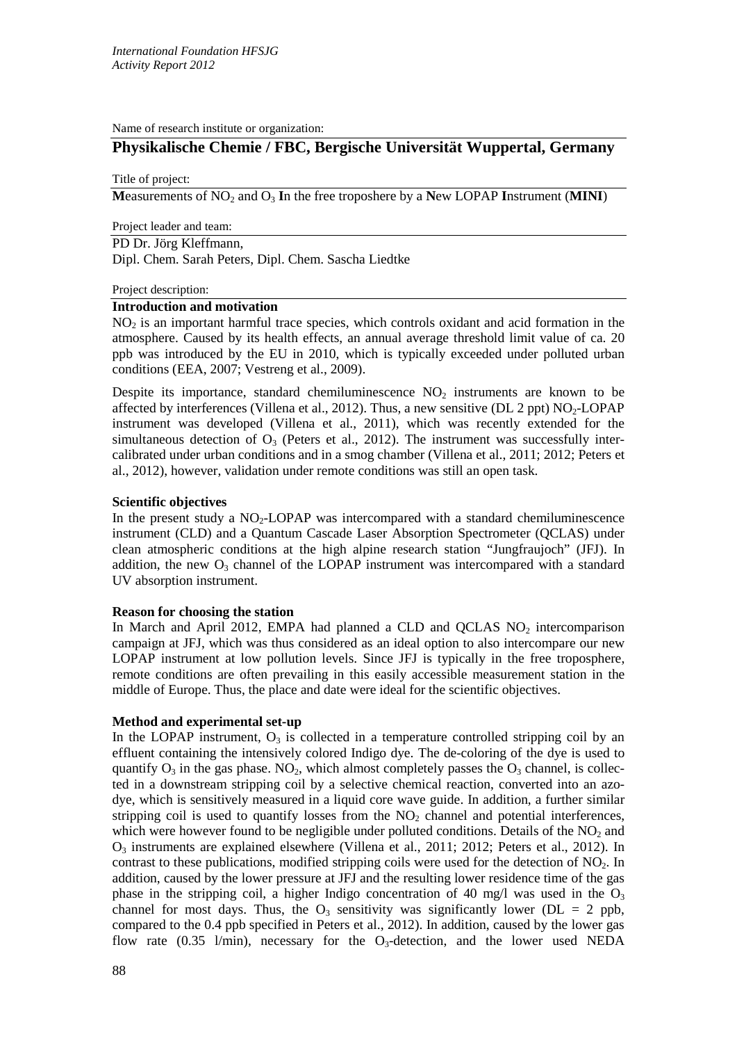*International Foundation HFSJG*
*Activity Report 2012*

Name of research institute or organization:

## Physikalische Chemie / FBC, Bergische Universität Wuppertal, Germany

Title of project:

**M**easurements of $NO_2$ and $O_3$ **I**n the free troposhere by a **N**ew LOPAP **I**nstrument (**MINI**)

Project leader and team:

PD Dr. Jörg Kleffmann,
Dipl. Chem. Sarah Peters, Dipl. Chem. Sascha Liedtke

Project description:

### Introduction and motivation

$NO_2$ is an important harmful trace species, which controls oxidant and acid formation in the atmosphere. Caused by its health effects, an annual average threshold limit value of ca. 20 ppb was introduced by the EU in 2010, which is typically exceeded under polluted urban conditions (EEA, 2007; Vestreng et al., 2009).

Despite its importance, standard chemiluminescence $NO_2$ instruments are known to be affected by interferences (Villena et al., 2012). Thus, a new sensitive (DL 2 ppt) $NO_2$-LOPAP instrument was developed (Villena et al., 2011), which was recently extended for the simultaneous detection of $O_3$ (Peters et al., 2012). The instrument was successfully inter-calibrated under urban conditions and in a smog chamber (Villena et al., 2011; 2012; Peters et al., 2012), however, validation under remote conditions was still an open task.

### Scientific objectives

In the present study a $NO_2$-LOPAP was intercompared with a standard chemiluminescence instrument (CLD) and a Quantum Cascade Laser Absorption Spectrometer (QCLAS) under clean atmospheric conditions at the high alpine research station "Jungfraujoch" (JFJ). In addition, the new $O_3$ channel of the LOPAP instrument was intercompared with a standard UV absorption instrument.

### Reason for choosing the station

In March and April 2012, EMPA had planned a CLD and QCLAS $NO_2$ intercomparison campaign at JFJ, which was thus considered as an ideal option to also intercompare our new LOPAP instrument at low pollution levels. Since JFJ is typically in the free troposphere, remote conditions are often prevailing in this easily accessible measurement station in the middle of Europe. Thus, the place and date were ideal for the scientific objectives.

### Method and experimental set-up

In the LOPAP instrument, $O_3$ is collected in a temperature controlled stripping coil by an effluent containing the intensively colored Indigo dye. The de-coloring of the dye is used to quantify $O_3$ in the gas phase. $NO_2$, which almost completely passes the $O_3$ channel, is collected in a downstream stripping coil by a selective chemical reaction, converted into an azo-dye, which is sensitively measured in a liquid core wave guide. In addition, a further similar stripping coil is used to quantify losses from the $NO_2$ channel and potential interferences, which were however found to be negligible under polluted conditions. Details of the $NO_2$ and $O_3$ instruments are explained elsewhere (Villena et al., 2011; 2012; Peters et al., 2012). In contrast to these publications, modified stripping coils were used for the detection of $NO_2$. In addition, caused by the lower pressure at JFJ and the resulting lower residence time of the gas phase in the stripping coil, a higher Indigo concentration of 40 mg/l was used in the $O_3$ channel for most days. Thus, the $O_3$ sensitivity was significantly lower (DL = 2 ppb, compared to the 0.4 ppb specified in Peters et al., 2012). In addition, caused by the lower gas flow rate (0.35 l/min), necessary for the $O_3$-detection, and the lower used NEDA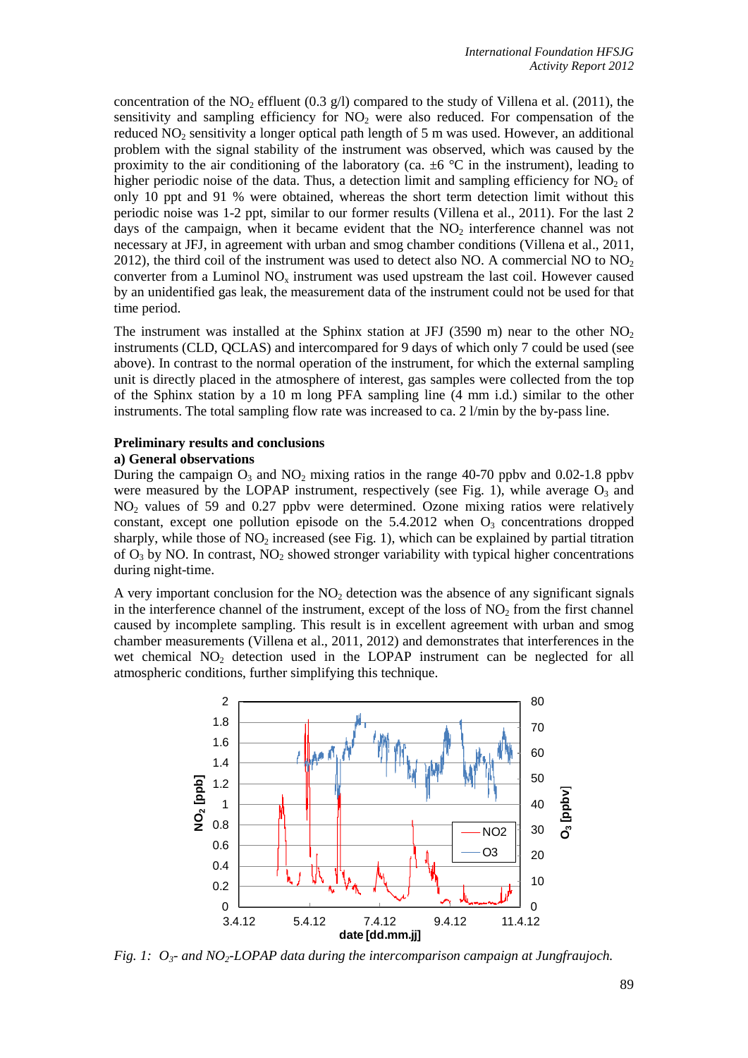concentration of the $NO_2$ effluent (0.3 g/l) compared to the study of Villena et al. (2011), the sensitivity and sampling efficiency for $NO_2$ were also reduced. For compensation of the reduced $NO_2$ sensitivity a longer optical path length of 5 m was used. However, an additional problem with the signal stability of the instrument was observed, which was caused by the proximity to the air conditioning of the laboratory (ca. ±6 °C in the instrument), leading to higher periodic noise of the data. Thus, a detection limit and sampling efficiency for $NO_2$ of only 10 ppt and 91 % were obtained, whereas the short term detection limit without this periodic noise was 1-2 ppt, similar to our former results (Villena et al., 2011). For the last 2 days of the campaign, when it became evident that the $NO_2$ interference channel was not necessary at JFJ, in agreement with urban and smog chamber conditions (Villena et al., 2011, 2012), the third coil of the instrument was used to detect also NO. A commercial NO to $NO_2$ converter from a Luminol $NO_x$ instrument was used upstream the last coil. However caused by an unidentified gas leak, the measurement data of the instrument could not be used for that time period.

The instrument was installed at the Sphinx station at JFJ (3590 m) near to the other $NO_2$ instruments (CLD, QCLAS) and intercompared for 9 days of which only 7 could be used (see above). In contrast to the normal operation of the instrument, for which the external sampling unit is directly placed in the atmosphere of interest, gas samples were collected from the top of the Sphinx station by a 10 m long PFA sampling line (4 mm i.d.) similar to the other instruments. The total sampling flow rate was increased to ca. 2 l/min by the by-pass line.

### Preliminary results and conclusions

#### a) General observations

During the campaign $O_3$ and $NO_2$ mixing ratios in the range 40-70 ppbv and 0.02-1.8 ppbv were measured by the LOPAP instrument, respectively (see Fig. 1), while average $O_3$ and $NO_2$ values of 59 and 0.27 ppbv were determined. Ozone mixing ratios were relatively constant, except one pollution episode on the 5.4.2012 when $O_3$ concentrations dropped sharply, while those of $NO_2$ increased (see Fig. 1), which can be explained by partial titration of $O_3$ by NO. In contrast, $NO_2$ showed stronger variability with typical higher concentrations during night-time.

A very important conclusion for the $NO_2$ detection was the absence of any significant signals in the interference channel of the instrument, except of the loss of $NO_2$ from the first channel caused by incomplete sampling. This result is in excellent agreement with urban and smog chamber measurements (Villena et al., 2011, 2012) and demonstrates that interferences in the wet chemical $NO_2$ detection used in the LOPAP instrument can be neglected for all atmospheric conditions, further simplifying this technique.

*Fig. 1: $O_3$- and $NO_2$-LOPAP data during the intercomparison campaign at Jungfraujoch.*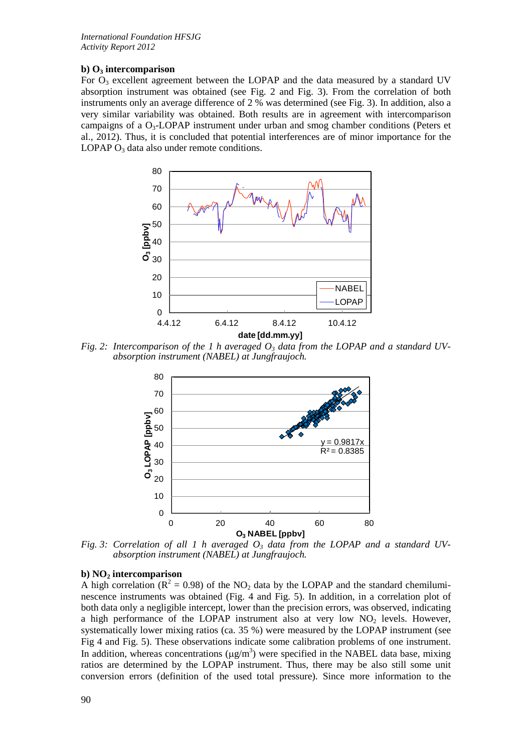### b) $O_3$ intercomparison

For $O_3$ excellent agreement between the LOPAP and the data measured by a standard UV absorption instrument was obtained (see Fig. 2 and Fig. 3). From the correlation of both instruments only an average difference of 2 % was determined (see Fig. 3). In addition, also a very similar variability was obtained. Both results are in agreement with intercomparison campaigns of a $O_3$-LOPAP instrument under urban and smog chamber conditions (Peters et al., 2012). Thus, it is concluded that potential interferences are of minor importance for the LOPAP $O_3$ data also under remote conditions.

*Fig. 2: Intercomparison of the 1 h averaged $O_3$ data from the LOPAP and a standard UV-absorption instrument (NABEL) at Jungfraujoch.*

*Fig. 3: Correlation of all 1 h averaged $O_3$ data from the LOPAP and a standard UV-absorption instrument (NABEL) at Jungfraujoch.*

### b) $NO_2$ intercomparison

A high correlation ($R^2 = 0.98$) of the $NO_2$ data by the LOPAP and the standard chemiluminescence instruments was obtained (Fig. 4 and Fig. 5). In addition, in a correlation plot of both data only a negligible intercept, lower than the precision errors, was observed, indicating a high performance of the LOPAP instrument also at very low $NO_2$ levels. However, systematically lower mixing ratios (ca. 35 %) were measured by the LOPAP instrument (see Fig 4 and Fig. 5). These observations indicate some calibration problems of one instrument. In addition, whereas concentrations ($\mu g/m^3$) were specified in the NABEL data base, mixing ratios are determined by the LOPAP instrument. Thus, there may be also still some unit conversion errors (definition of the used total pressure). Since more information to the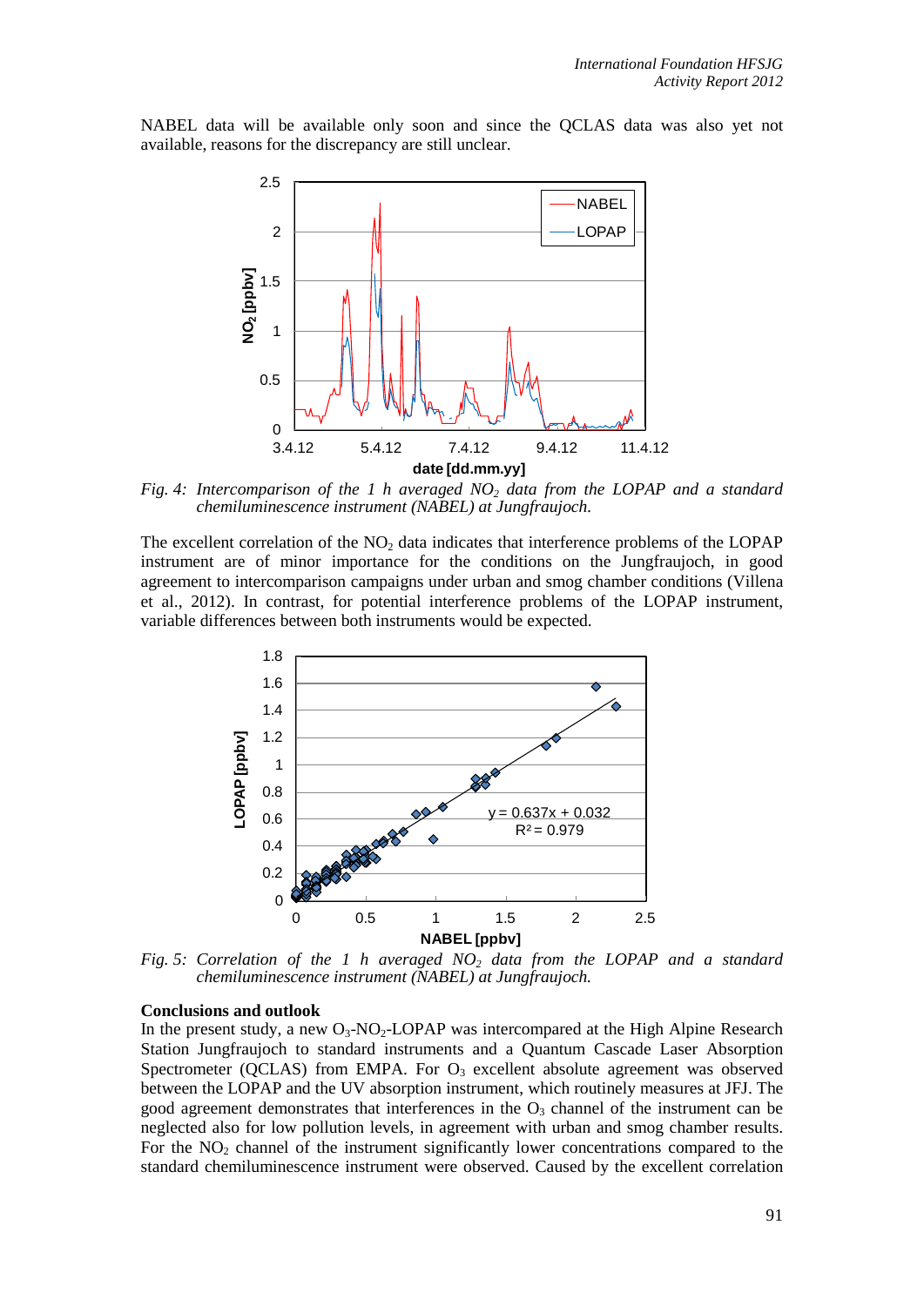NABEL data will be available only soon and since the QCLAS data was also yet not available, reasons for the discrepancy are still unclear.

*Fig. 4: Intercomparison of the 1 h averaged $NO_2$ data from the LOPAP and a standard chemiluminescence instrument (NABEL) at Jungfraujoch.*

The excellent correlation of the $NO_2$ data indicates that interference problems of the LOPAP instrument are of minor importance for the conditions on the Jungfraujoch, in good agreement to intercomparison campaigns under urban and smog chamber conditions (Villena et al., 2012). In contrast, for potential interference problems of the LOPAP instrument, variable differences between both instruments would be expected.

*Fig. 5: Correlation of the 1 h averaged $NO_2$ data from the LOPAP and a standard chemiluminescence instrument (NABEL) at Jungfraujoch.*

**Conclusions and outlook**

In the present study, a new $O_3$-$NO_2$-LOPAP was intercompared at the High Alpine Research Station Jungfraujoch to standard instruments and a Quantum Cascade Laser Absorption Spectrometer (QCLAS) from EMPA. For $O_3$ excellent absolute agreement was observed between the LOPAP and the UV absorption instrument, which routinely measures at JFJ. The good agreement demonstrates that interferences in the $O_3$ channel of the instrument can be neglected also for low pollution levels, in agreement with urban and smog chamber results. For the $NO_2$ channel of the instrument significantly lower concentrations compared to the standard chemiluminescence instrument were observed. Caused by the excellent correlation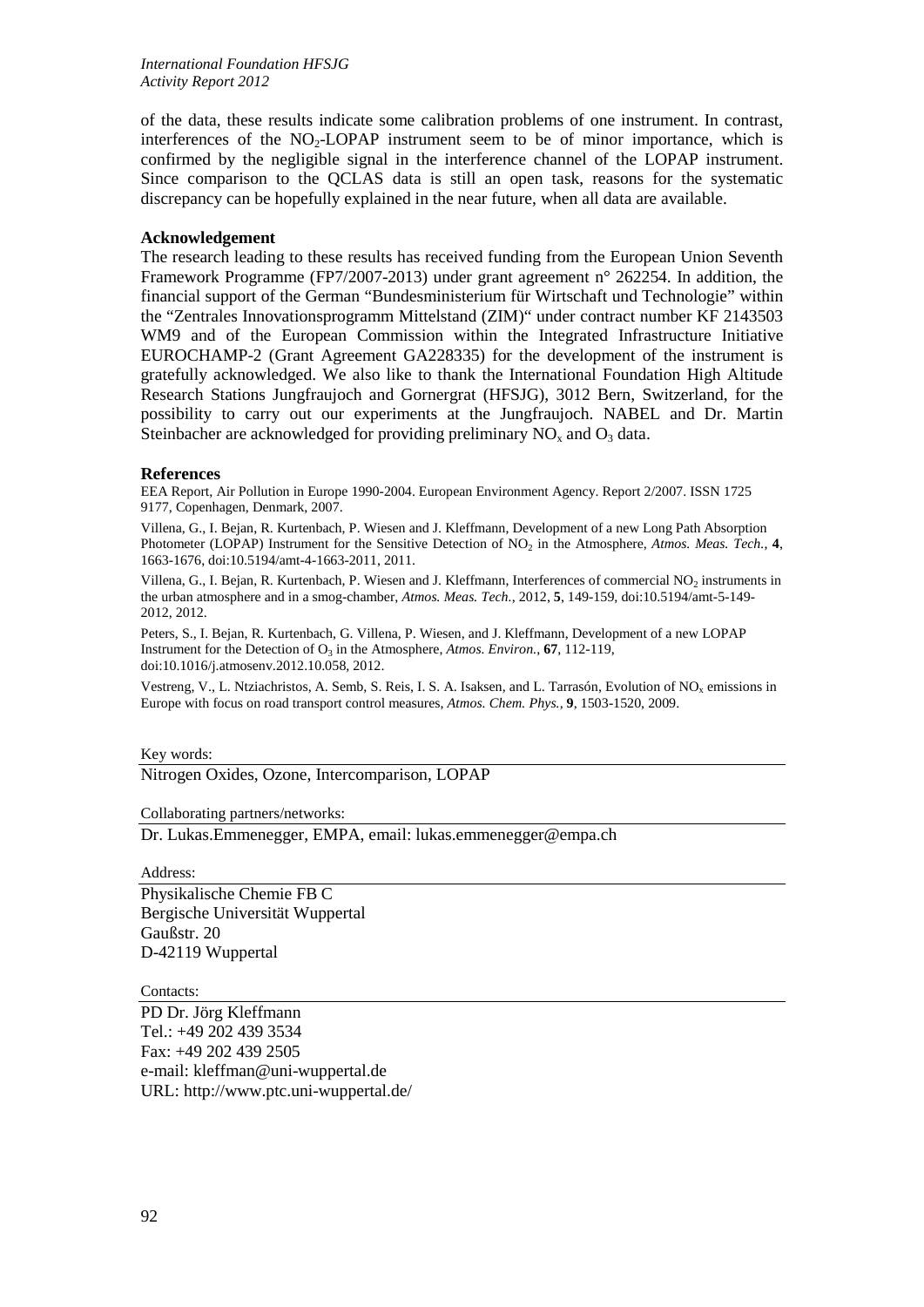of the data, these results indicate some calibration problems of one instrument. In contrast, interferences of the $NO_2$-LOPAP instrument seem to be of minor importance, which is confirmed by the negligible signal in the interference channel of the LOPAP instrument. Since comparison to the QCLAS data is still an open task, reasons for the systematic discrepancy can be hopefully explained in the near future, when all data are available.

**Acknowledgement**

The research leading to these results has received funding from the European Union Seventh Framework Programme (FP7/2007-2013) under grant agreement n° 262254. In addition, the financial support of the German "Bundesministerium für Wirtschaft und Technologie" within the "Zentrales Innovationsprogramm Mittelstand (ZIM)" under contract number KF 2143503 WM9 and of the European Commission within the Integrated Infrastructure Initiative EUROCHAMP-2 (Grant Agreement GA228335) for the development of the instrument is gratefully acknowledged. We also like to thank the International Foundation High Altitude Research Stations Jungfraujoch and Gornergrat (HFSJG), 3012 Bern, Switzerland, for the possibility to carry out our experiments at the Jungfraujoch. NABEL and Dr. Martin Steinbacher are acknowledged for providing preliminary $NO_x$ and $O_3$ data.

**References**

EEA Report, Air Pollution in Europe 1990-2004. European Environment Agency. Report 2/2007. ISSN 1725 9177, Copenhagen, Denmark, 2007.

Villena, G., I. Bejan, R. Kurtenbach, P. Wiesen and J. Kleffmann, Development of a new Long Path Absorption Photometer (LOPAP) Instrument for the Sensitive Detection of $NO_2$ in the Atmosphere, *Atmos. Meas. Tech.*, **4**, 1663-1676, doi:10.5194/amt-4-1663-2011, 2011.

Villena, G., I. Bejan, R. Kurtenbach, P. Wiesen and J. Kleffmann, Interferences of commercial $NO_2$ instruments in the urban atmosphere and in a smog-chamber, *Atmos. Meas. Tech.*, 2012, **5**, 149-159, doi:10.5194/amt-5-149-2012, 2012.

Peters, S., I. Bejan, R. Kurtenbach, G. Villena, P. Wiesen, and J. Kleffmann, Development of a new LOPAP Instrument for the Detection of $O_3$ in the Atmosphere, *Atmos. Environ.*, **67**, 112-119, doi:10.1016/j.atmosenv.2012.10.058, 2012.

Vestreng, V., L. Ntziachristos, A. Semb, S. Reis, I. S. A. Isaksen, and L. Tarrasón, Evolution of $NO_x$ emissions in Europe with focus on road transport control measures, *Atmos. Chem. Phys.*, **9**, 1503-1520, 2009.

Key words:

Nitrogen Oxides, Ozone, Intercomparison, LOPAP

Collaborating partners/networks:

Dr. Lukas.Emmenegger, EMPA, email: lukas.emmenegger@empa.ch

Address:

Physikalische Chemie FB C
Bergische Universität Wuppertal
Gaußstr. 20
D-42119 Wuppertal

Contacts:

PD Dr. Jörg Kleffmann
Tel.: +49 202 439 3534
Fax: +49 202 439 2505
e-mail: kleffman@uni-wuppertal.de
URL: http://www.ptc.uni-wuppertal.de/